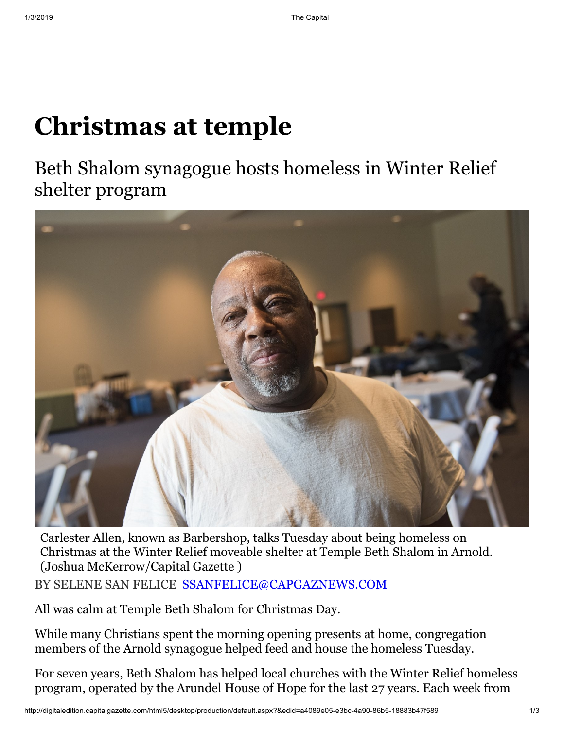# Christmas at temple

## Beth Shalom synagogue hosts homeless in Winter Relief shelter program

Carlester Allen, known as Barbershop, talks Tuesday about being homeless on Christmas at the Winter Relief moveable shelter at Temple Beth Shalom in Arnold. (Joshua McKerrow/Capital Gazette )

BY SELENE SAN FELICE SSANFELICE@CAPGAZNEWS.COM

All was calm at Temple Beth Shalom for Christmas Day.

While many Christians spent the morning opening presents at home, congregation members of the Arnold synagogue helped feed and house the homeless Tuesday.

For seven years, Beth Shalom has helped local churches with the Winter Relief homeless program, operated by the Arundel House of Hope for the last 27 years. Each week from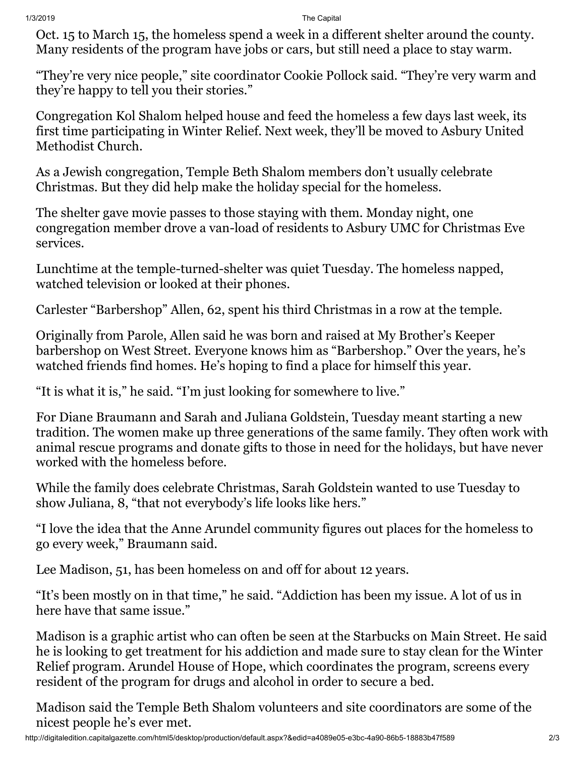Oct. 15 to March 15, the homeless spend a week in a different shelter around the county. Many residents of the program have jobs or cars, but still need a place to stay warm.

"They're very nice people," site coordinator Cookie Pollock said. "They're very warm and they're happy to tell you their stories."

Congregation Kol Shalom helped house and feed the homeless a few days last week, its first time participating in Winter Relief. Next week, they'll be moved to Asbury United Methodist Church.

As a Jewish congregation, Temple Beth Shalom members don't usually celebrate Christmas. But they did help make the holiday special for the homeless.

The shelter gave movie passes to those staying with them. Monday night, one congregation member drove a van-load of residents to Asbury UMC for Christmas Eve services.

Lunchtime at the temple-turned-shelter was quiet Tuesday. The homeless napped, watched television or looked at their phones.

Carlester "Barbershop" Allen, 62, spent his third Christmas in a row at the temple.

Originally from Parole, Allen said he was born and raised at My Brother's Keeper barbershop on West Street. Everyone knows him as "Barbershop." Over the years, he's watched friends find homes. He's hoping to find a place for himself this year.

"It is what it is," he said. "I'm just looking for somewhere to live."

For Diane Braumann and Sarah and Juliana Goldstein, Tuesday meant starting a new tradition. The women make up three generations of the same family. They often work with animal rescue programs and donate gifts to those in need for the holidays, but have never worked with the homeless before.

While the family does celebrate Christmas, Sarah Goldstein wanted to use Tuesday to show Juliana, 8, "that not everybody's life looks like hers."

"I love the idea that the Anne Arundel community figures out places for the homeless to go every week," Braumann said.

Lee Madison, 51, has been homeless on and off for about 12 years.

"It's been mostly on in that time," he said. "Addiction has been my issue. A lot of us in here have that same issue."

Madison is a graphic artist who can often be seen at the Starbucks on Main Street. He said he is looking to get treatment for his addiction and made sure to stay clean for the Winter Relief program. Arundel House of Hope, which coordinates the program, screens every resident of the program for drugs and alcohol in order to secure a bed.

Madison said the Temple Beth Shalom volunteers and site coordinators are some of the nicest people he's ever met.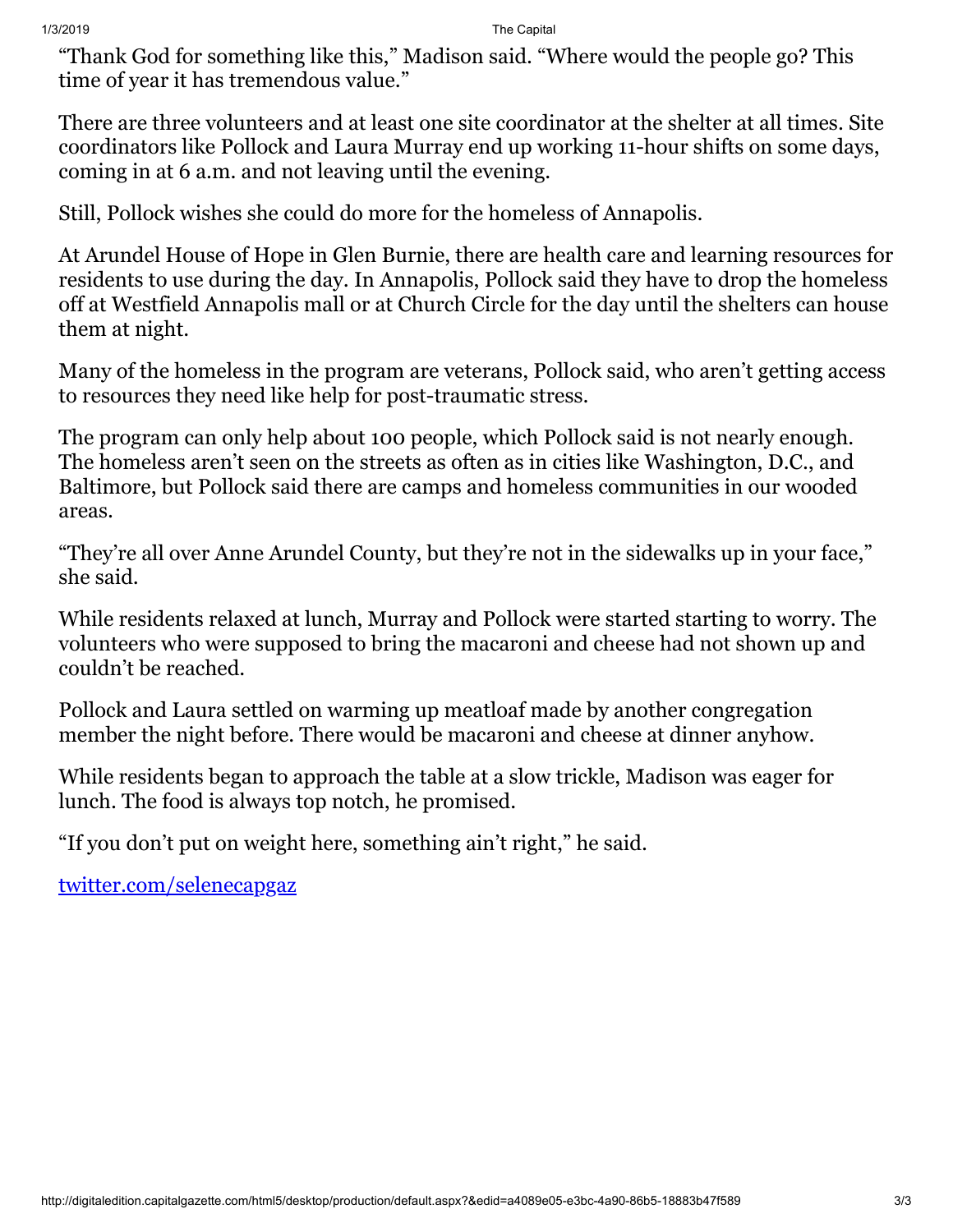"Thank God for something like this," Madison said. "Where would the people go? This time of year it has tremendous value."

There are three volunteers and at least one site coordinator at the shelter at all times. Site coordinators like Pollock and Laura Murray end up working 11-hour shifts on some days, coming in at 6 a.m. and not leaving until the evening.

Still, Pollock wishes she could do more for the homeless of Annapolis.

At Arundel House of Hope in Glen Burnie, there are health care and learning resources for residents to use during the day. In Annapolis, Pollock said they have to drop the homeless off at Westfield Annapolis mall or at Church Circle for the day until the shelters can house them at night.

Many of the homeless in the program are veterans, Pollock said, who aren't getting access to resources they need like help for post-traumatic stress.

The program can only help about 100 people, which Pollock said is not nearly enough. The homeless aren't seen on the streets as often as in cities like Washington, D.C., and Baltimore, but Pollock said there are camps and homeless communities in our wooded areas.

"They're all over Anne Arundel County, but they're not in the sidewalks up in your face," she said.

While residents relaxed at lunch, Murray and Pollock were started starting to worry. The volunteers who were supposed to bring the macaroni and cheese had not shown up and couldn't be reached.

Pollock and Laura settled on warming up meatloaf made by another congregation member the night before. There would be macaroni and cheese at dinner anyhow.

While residents began to approach the table at a slow trickle, Madison was eager for lunch. The food is always top notch, he promised.

"If you don't put on weight here, something ain't right," he said.

twitter.com/selenecapgaz